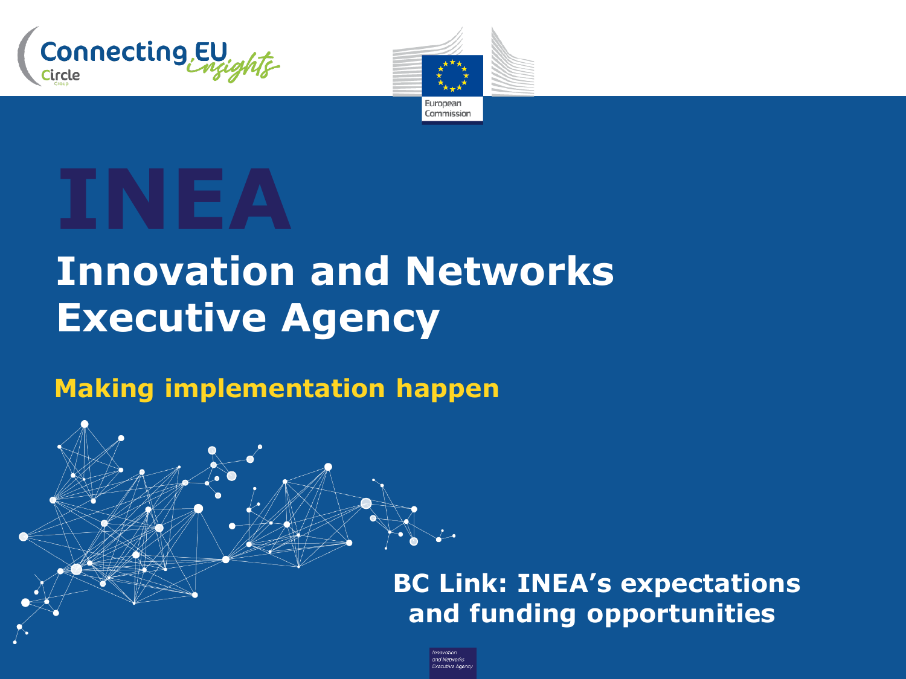Connecting EU insights

Circle Group

European Commission

# INEA

## Innovation and Networks Executive Agency

**Making implementation happen**

**BC Link: INEA's expectations and funding opportunities**

Innovation and Networks Executive Agency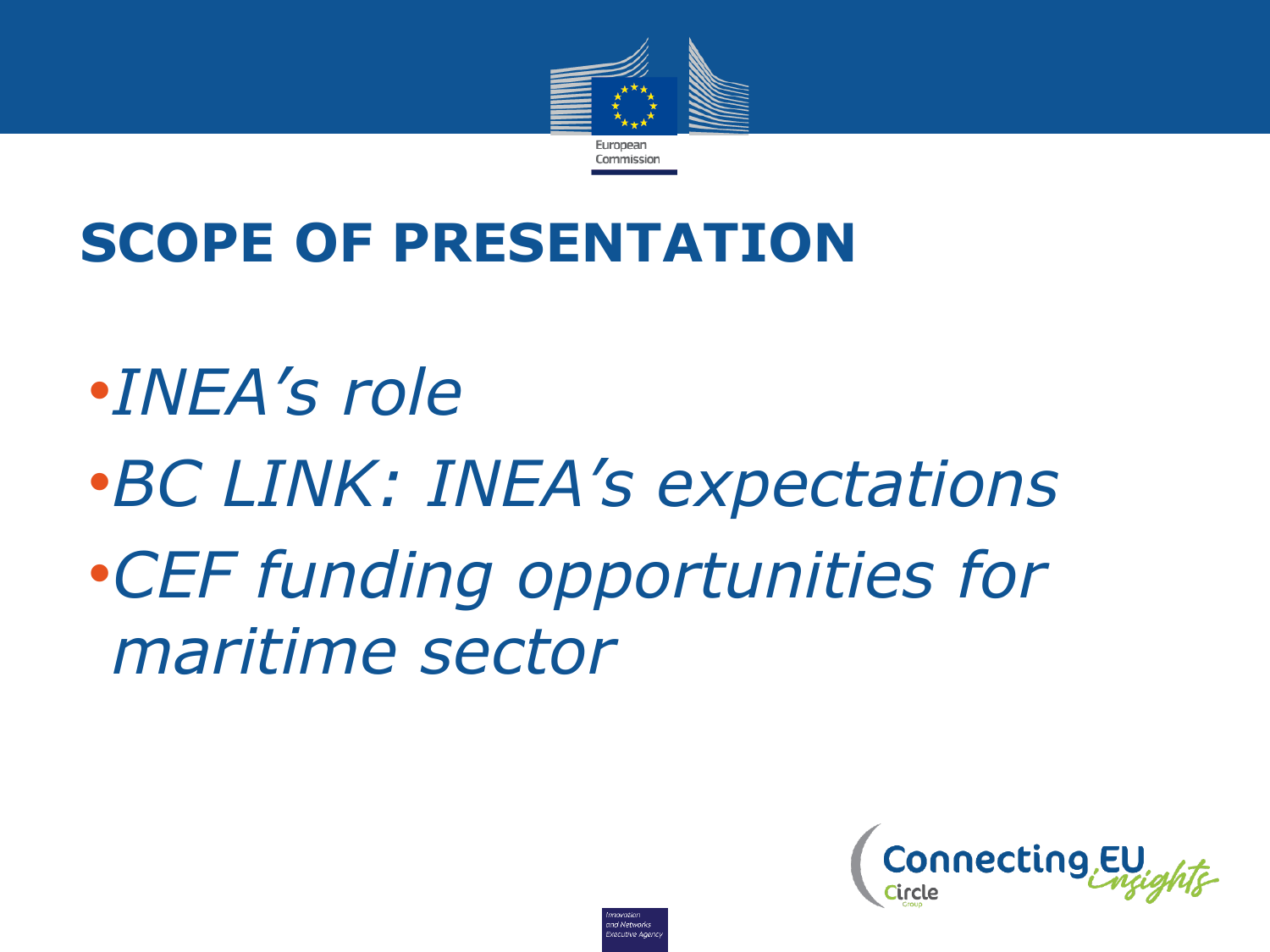# SCOPE OF PRESENTATION

- *INEA's role*
- *BC LINK: INEA's expectations*
- *CEF funding opportunities for maritime sector*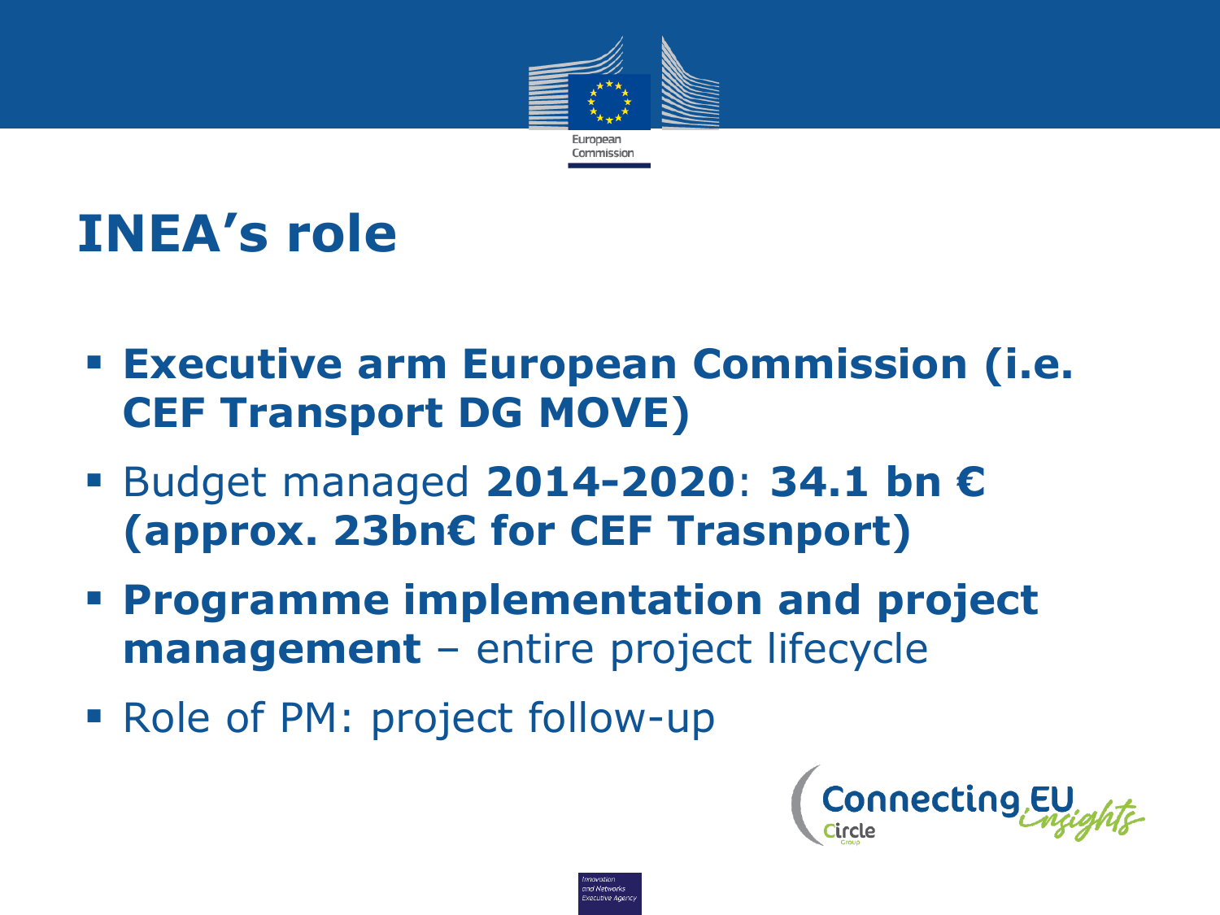# INEA's role

- **Executive arm European Commission (i.e. CEF Transport DG MOVE)**
- Budget managed **2014-2020**: **34.1 bn € (approx. 23bn€ for CEF Trasnport)**
- **Programme implementation and project management** – entire project lifecycle
- Role of PM: project follow-up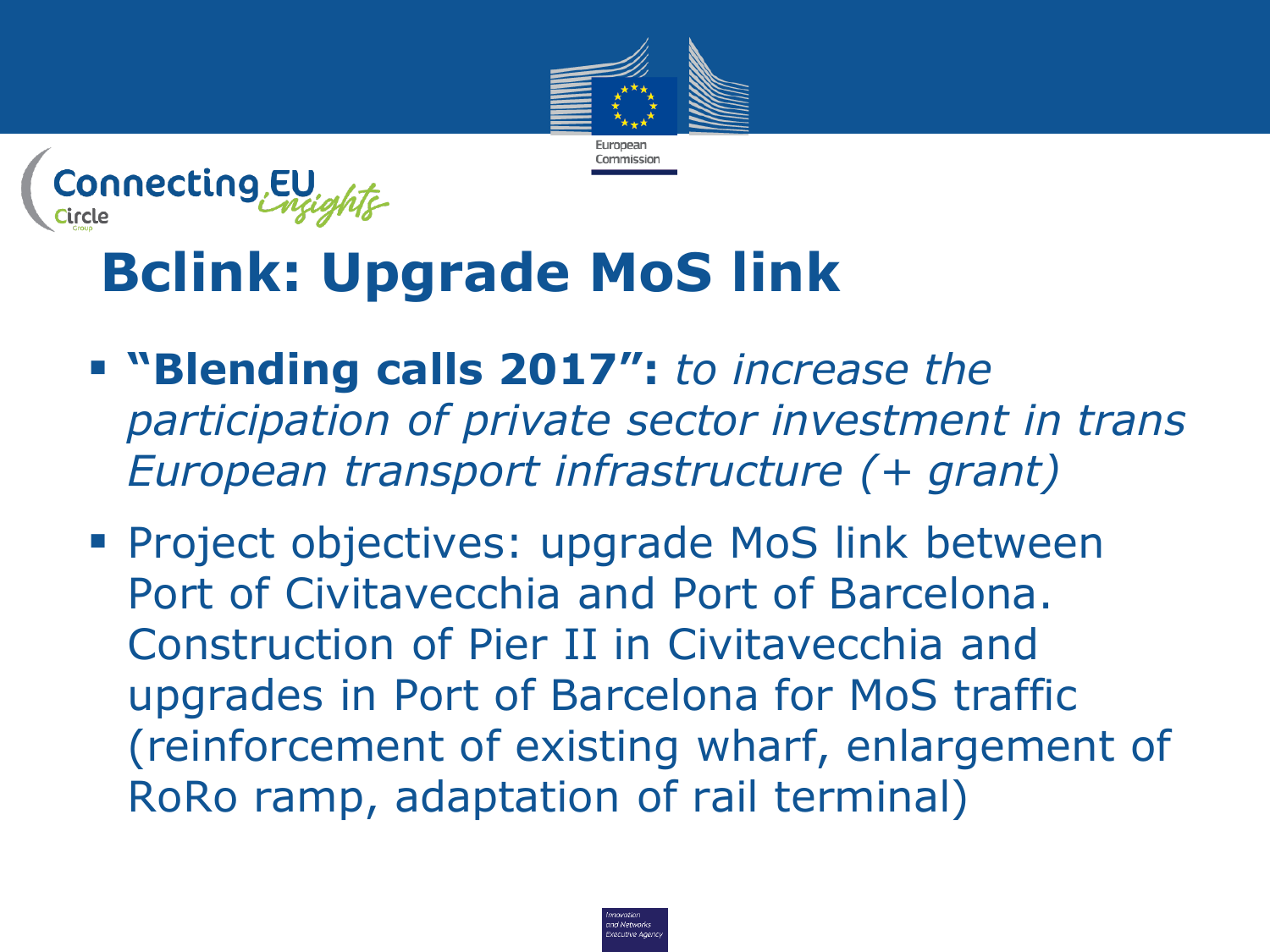# Bclink: Upgrade MoS link

- **"Blending calls 2017":** *to increase the participation of private sector investment in trans European transport infrastructure (+ grant)*
- Project objectives: upgrade MoS link between Port of Civitavecchia and Port of Barcelona. Construction of Pier II in Civitavecchia and upgrades in Port of Barcelona for MoS traffic (reinforcement of existing wharf, enlargement of RoRo ramp, adaptation of rail terminal)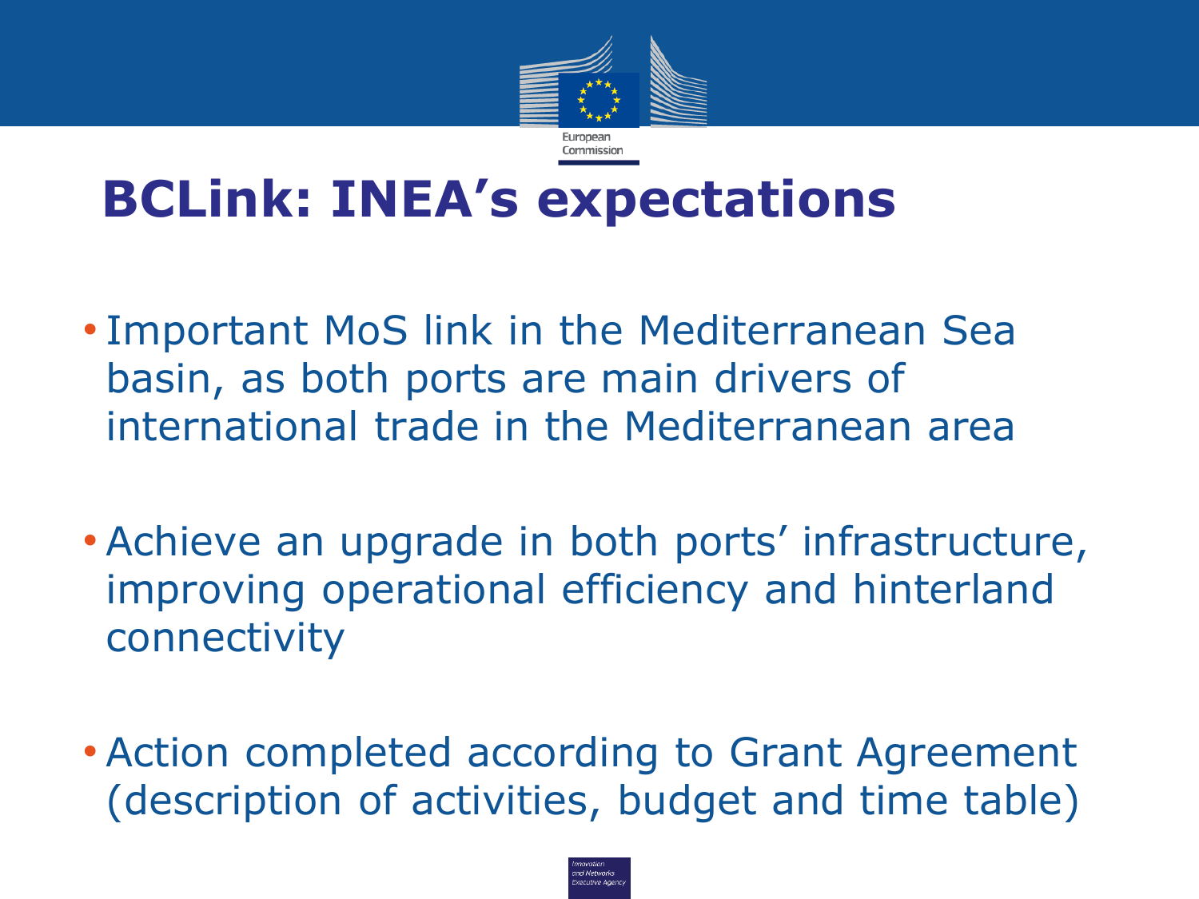# BCLink: INEA's expectations

- Important MoS link in the Mediterranean Sea basin, as both ports are main drivers of international trade in the Mediterranean area
- Achieve an upgrade in both ports' infrastructure, improving operational efficiency and hinterland connectivity
- Action completed according to Grant Agreement (description of activities, budget and time table)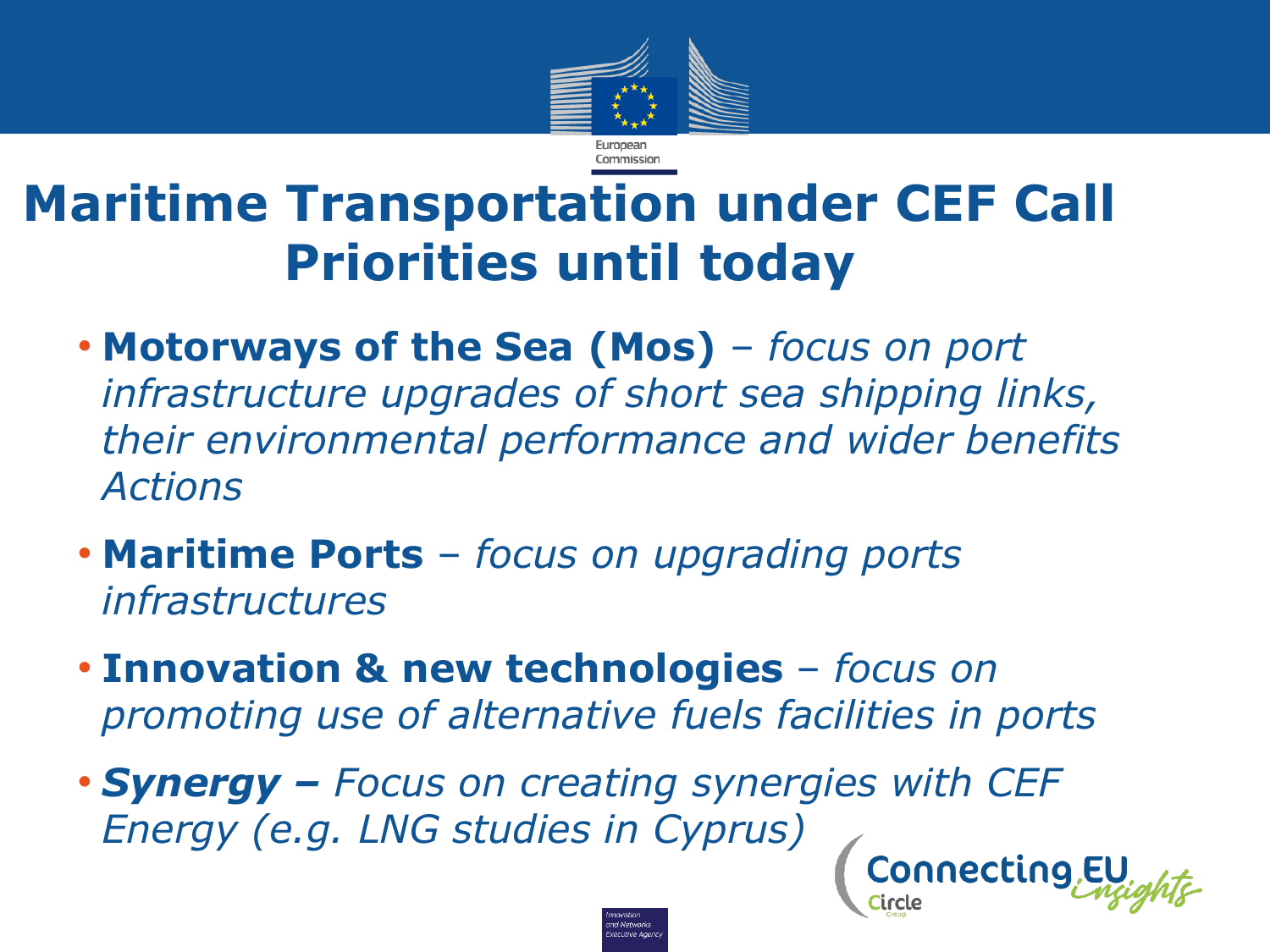# Maritime Transportation under CEF Call Priorities until today

- **Motorways of the Sea (Mos)** – *focus on port infrastructure upgrades of short sea shipping links, their environmental performance and wider benefits Actions*
- **Maritime Ports** – *focus on upgrading ports infrastructures*
- **Innovation & new technologies** – *focus on promoting use of alternative fuels facilities in ports*
- ***Synergy –*** *Focus on creating synergies with CEF Energy (e.g. LNG studies in Cyprus)*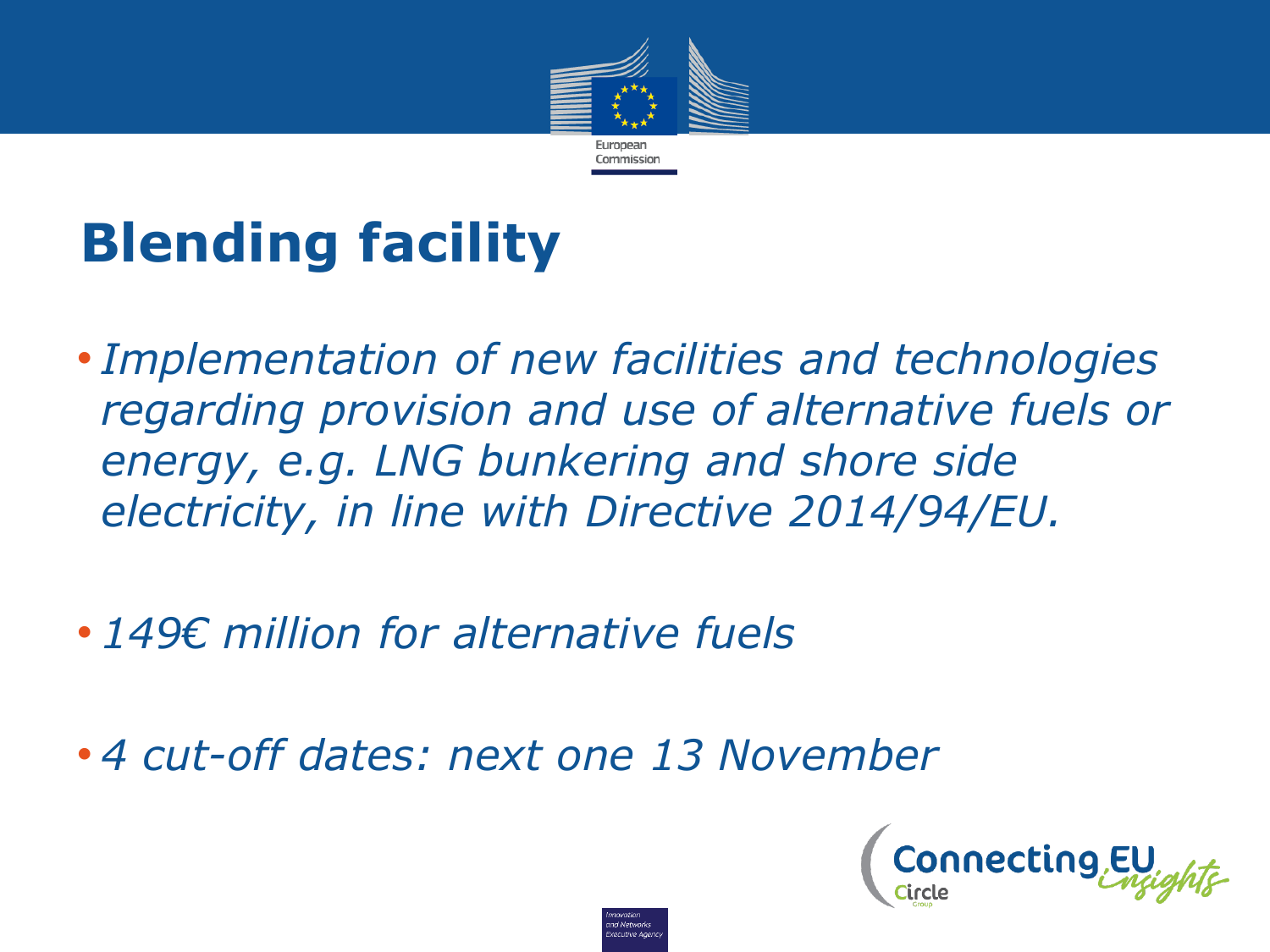# Blending facility

- *Implementation of new facilities and technologies regarding provision and use of alternative fuels or energy, e.g. LNG bunkering and shore side electricity, in line with Directive 2014/94/EU.*
- *149€ million for alternative fuels*
- *4 cut-off dates: next one 13 November*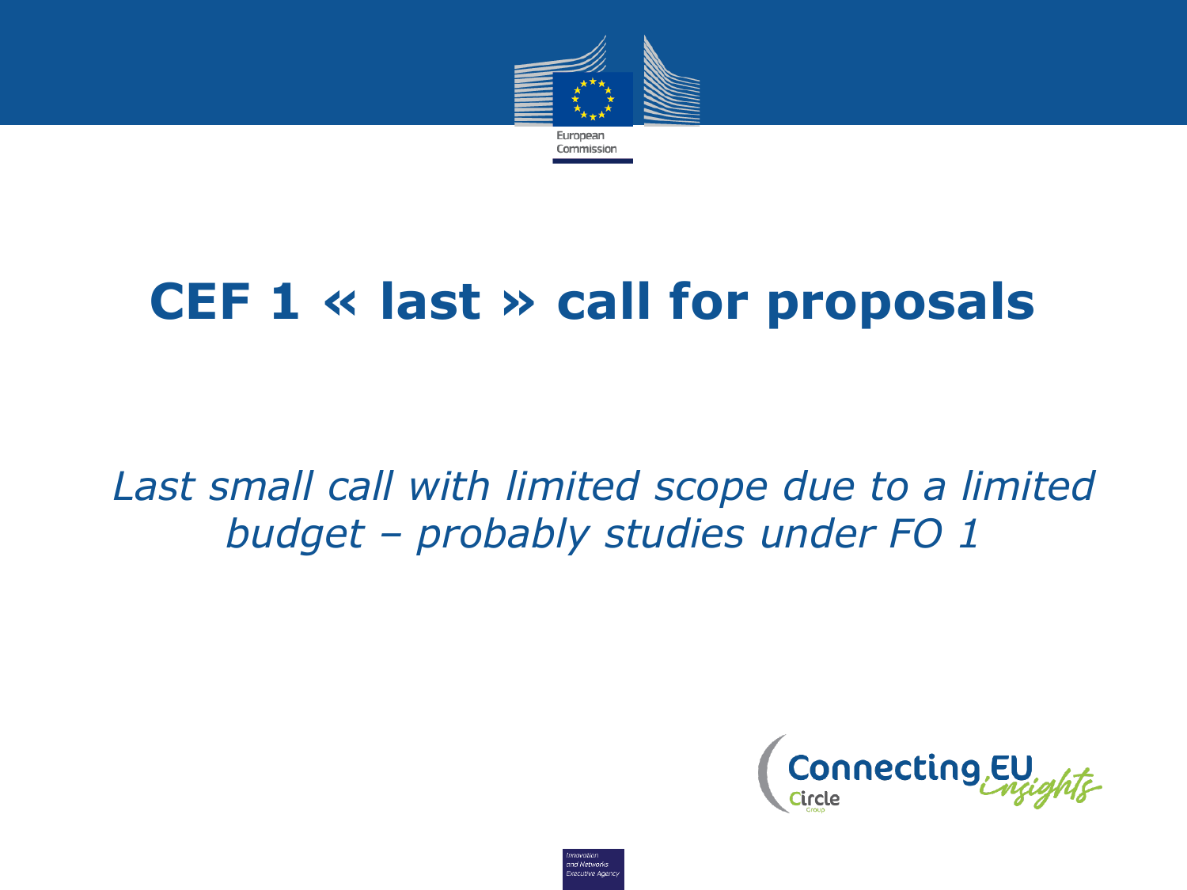# CEF 1 « last » call for proposals

*Last small call with limited scope due to a limited budget – probably studies under FO 1*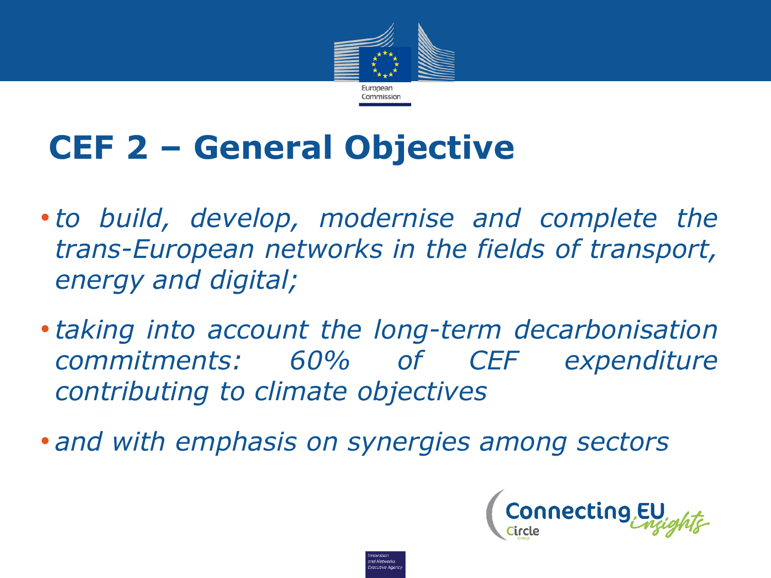# CEF 2 – General Objective

- *to build, develop, modernise and complete the trans-European networks in the fields of transport, energy and digital;*
- *taking into account the long-term decarbonisation commitments: 60% of CEF expenditure contributing to climate objectives*
- *and with emphasis on synergies among sectors*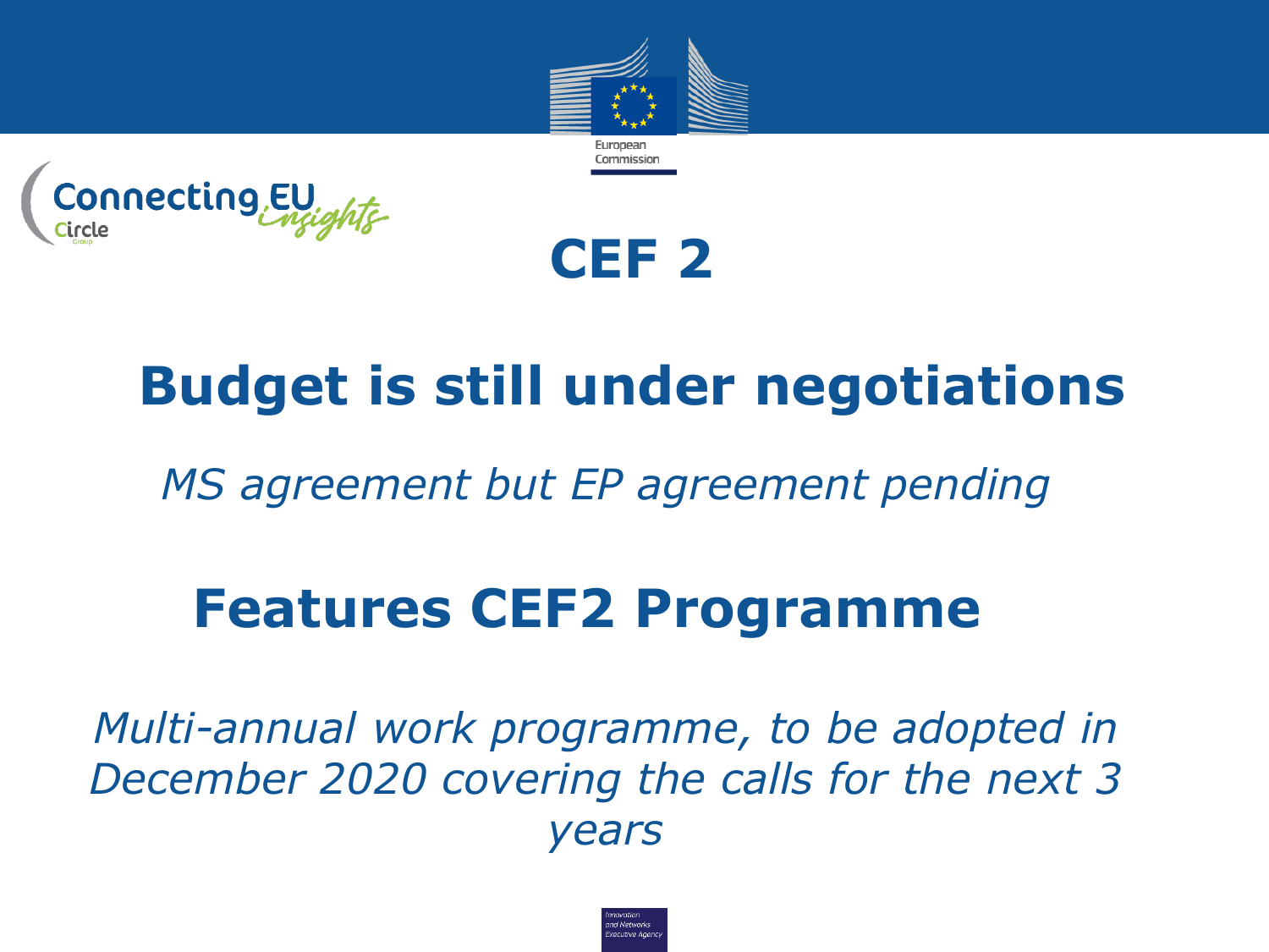# CEF 2

## Budget is still under negotiations

*MS agreement but EP agreement pending*

## Features CEF2 Programme

*Multi-annual work programme, to be adopted in December 2020 covering the calls for the next 3 years*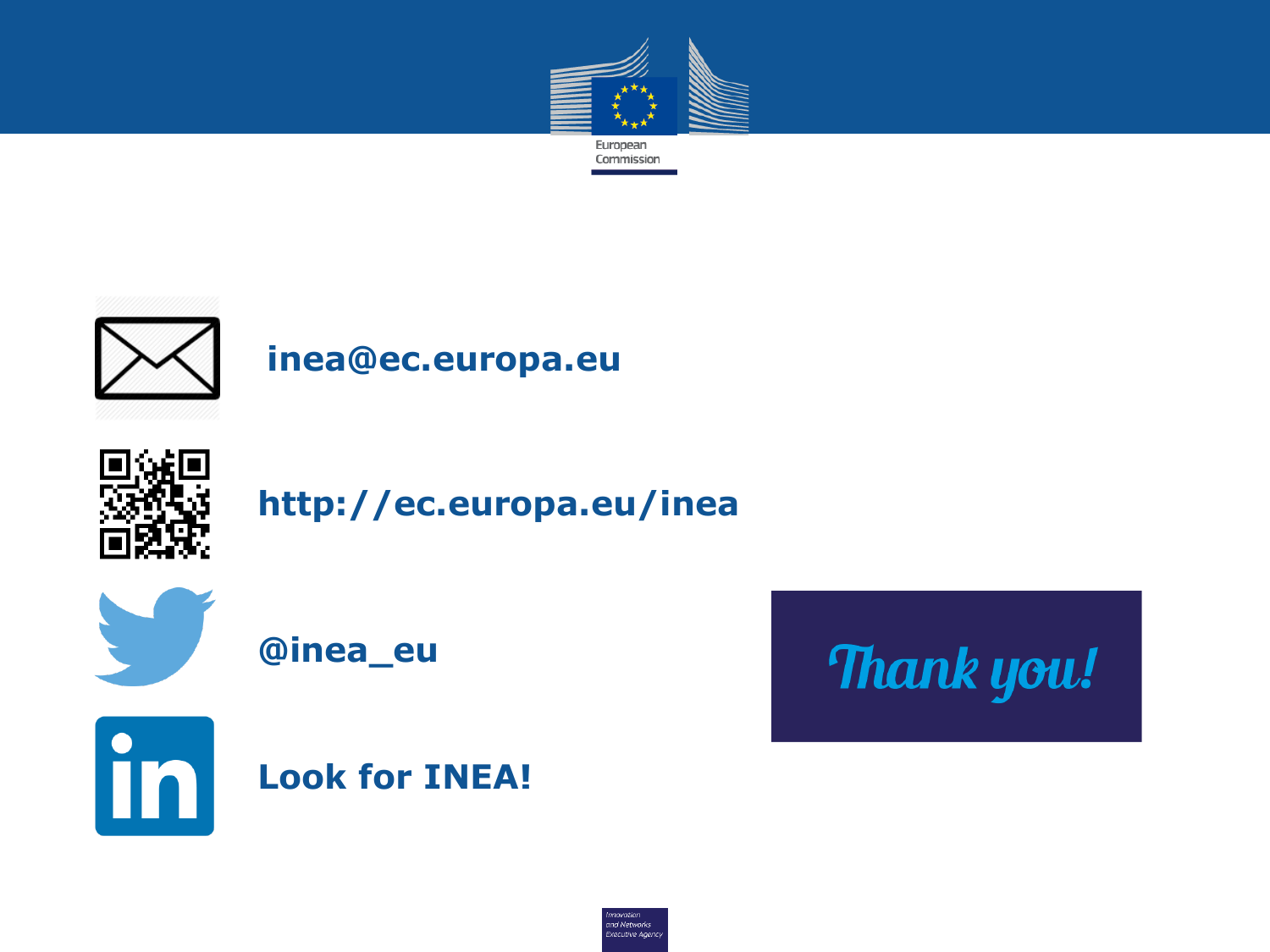inea@ec.europa.eu

http://ec.europa.eu/inea

@inea_eu

Look for INEA!

Thank you!